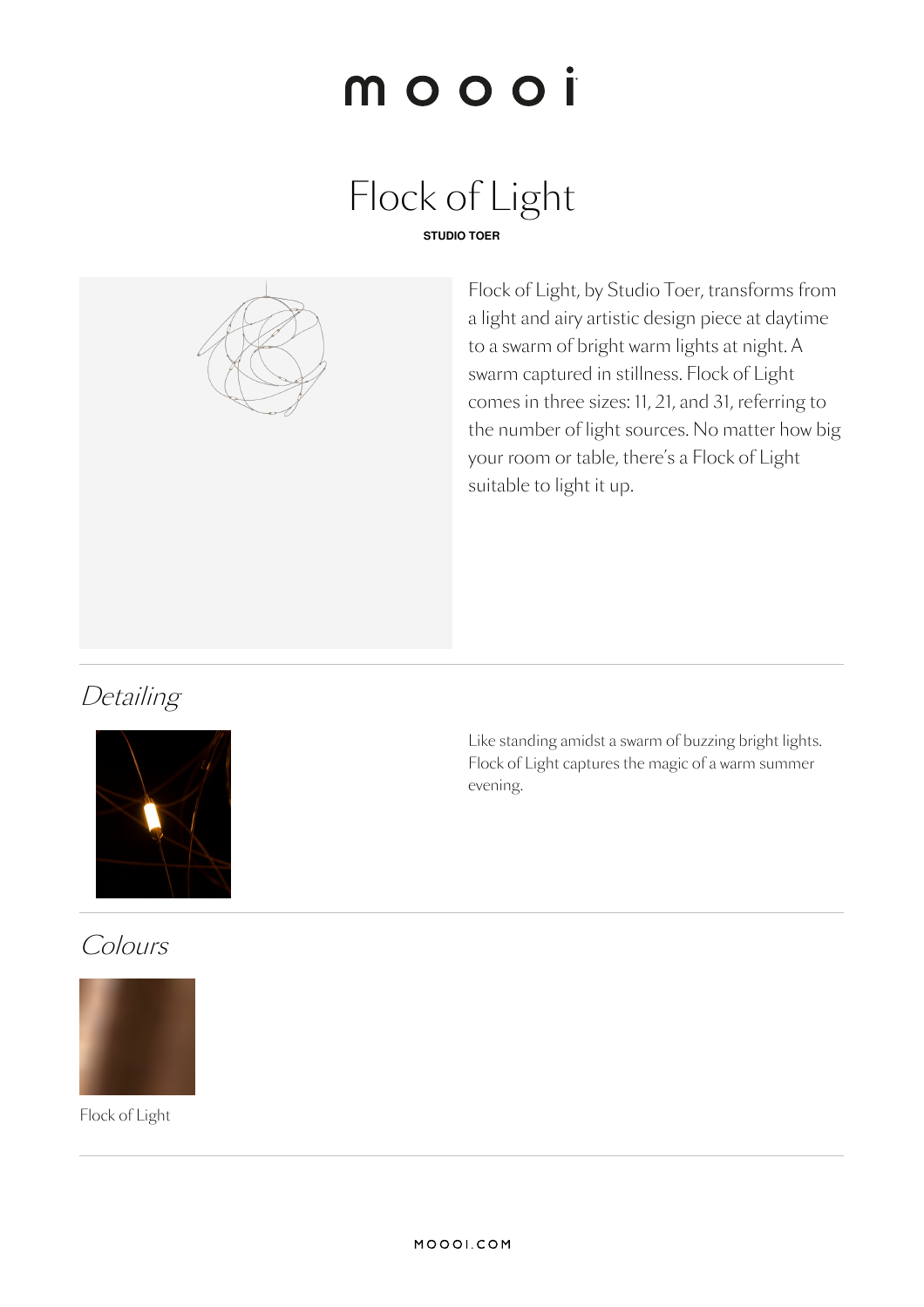# moooi

# Flock of Light

**STUDIO TOER**

Flock of Light, by Studio Toer, transforms from a light and airy artistic design piece at daytime to a swarm of bright warm lights at night. A swarm captured in stillness. Flock of Light comes in three sizes: 11, 21, and 31, referring to the number of light sources. No matter how big your room or table, there's a Flock of Light suitable to light it up.

## *Detailing*

Like standing amidst a swarm of buzzing bright lights. Flock of Light captures the magic of a warm summer evening.

## *Colours*

Flock of Light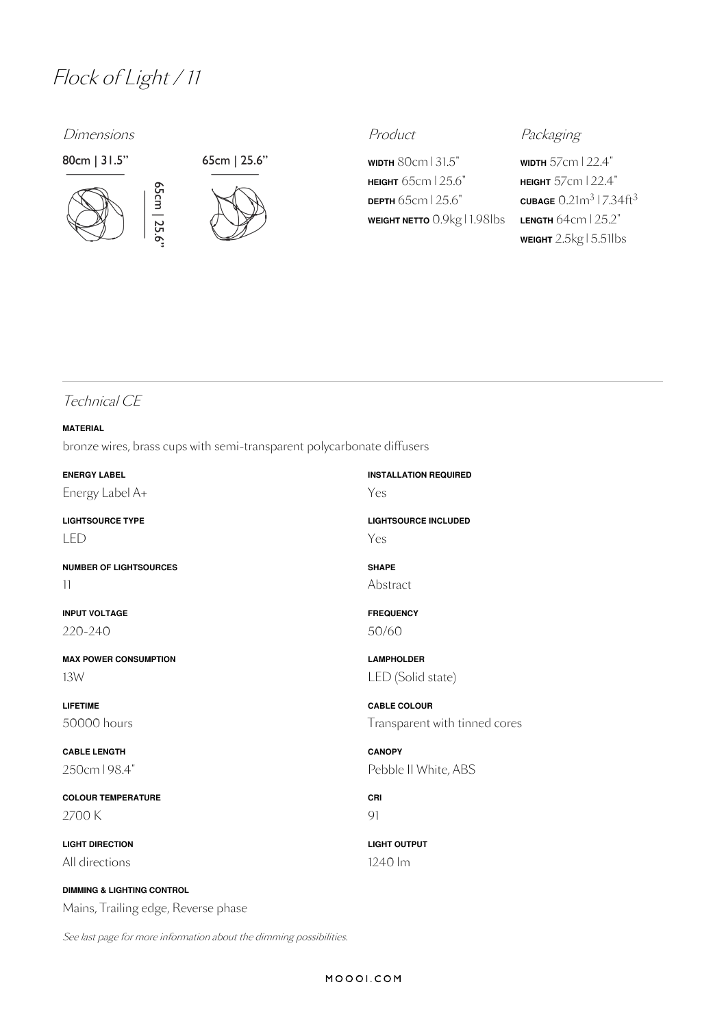# Flock of Light / 11

## Dimensions

80cm | 31.5”

65cm | 25.6”

65cm | 25.6”

## Product

**WIDTH** 80cm | 31.5"
**HEIGHT** 65cm | 25.6"
**DEPTH** 65cm | 25.6"
**WEIGHT NETTO** 0.9kg | 1.98lbs

## Packaging

**WIDTH** 57cm | 22.4"
**HEIGHT** 57cm | 22.4"
**CUBAGE** 0.21m$^3$ | 7.34ft$^3$
**LENGTH** 64cm | 25.2"
**WEIGHT** 2.5kg | 5.51lbs

## Technical CE

**MATERIAL**
bronze wires, brass cups with semi-transparent polycarbonate diffusers

**ENERGY LABEL**
Energy Label A+

**INSTALLATION REQUIRED**
Yes

**LIGHTSOURCE TYPE**
LED

**LIGHTSOURCE INCLUDED**
Yes

**NUMBER OF LIGHTSOURCES**
11

**SHAPE**
Abstract

**INPUT VOLTAGE**
220-240

**FREQUENCY**
50/60

**MAX POWER CONSUMPTION**
13W

**LAMPHOLDER**
LED (Solid state)

**LIFETIME**
50000 hours

**CABLE COLOUR**
Transparent with tinned cores

**CABLE LENGTH**
250cm | 98.4"

**CANOPY**
Pebble II White, ABS

**COLOUR TEMPERATURE**
2700 K

**CRI**
91

**LIGHT DIRECTION**
All directions

**LIGHT OUTPUT**
1240 lm

**DIMMING & LIGHTING CONTROL**
Mains, Trailing edge, Reverse phase

*See last page for more information about the dimming possibilities.*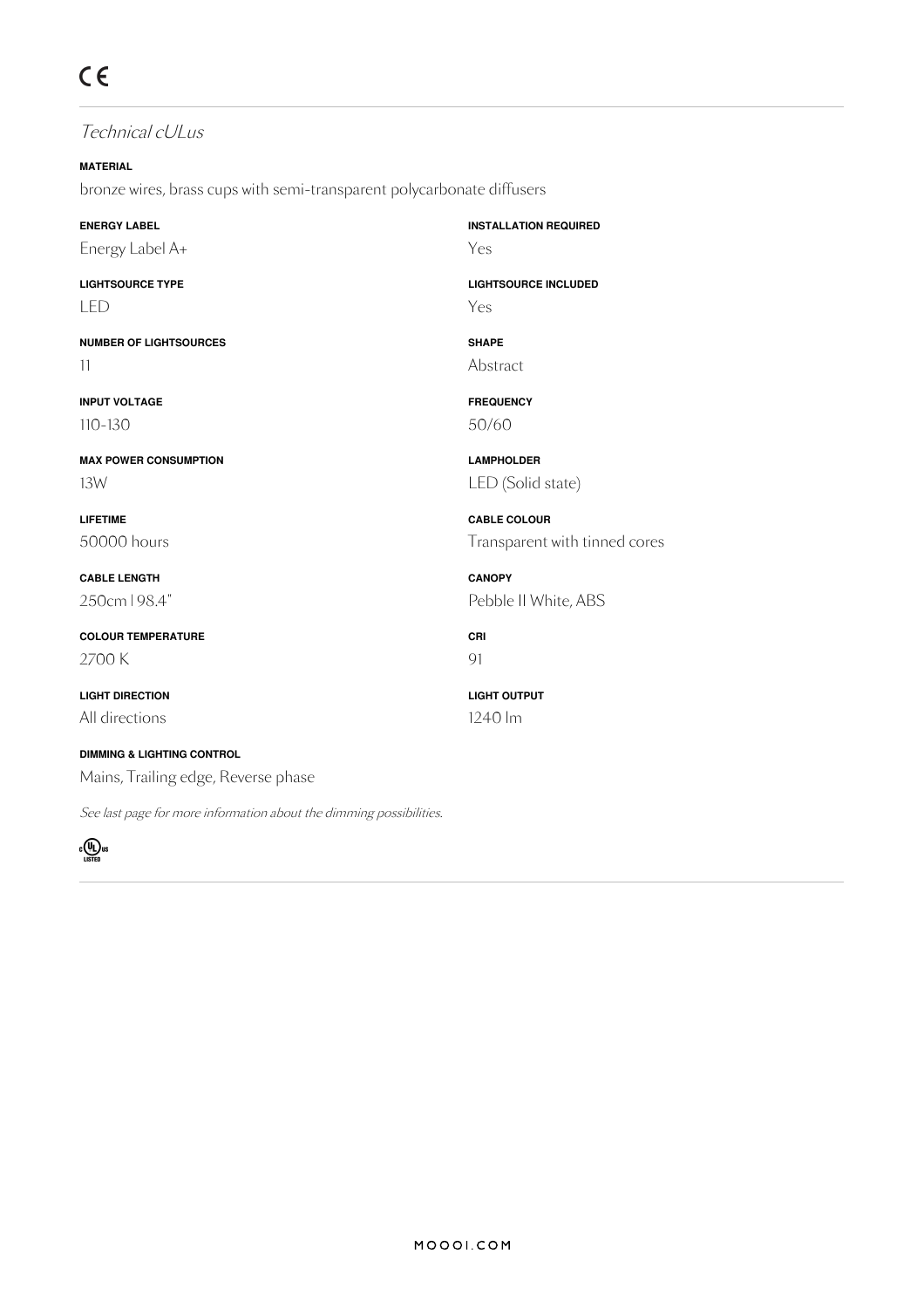CE

## *Technical cULus*

**MATERIAL**
bronze wires, brass cups with semi-transparent polycarbonate diffusers

**ENERGY LABEL**
Energy Label A+

**LIGHTSOURCE TYPE**
LED

**NUMBER OF LIGHTSOURCES**
11

**INPUT VOLTAGE**
110-130

**MAX POWER CONSUMPTION**
13W

**LIFETIME**
50000 hours

**CABLE LENGTH**
250cm | 98.4"

**COLOUR TEMPERATURE**
2700 K

**LIGHT DIRECTION**
All directions

**DIMMING & LIGHTING CONTROL**
Mains, Trailing edge, Reverse phase

**INSTALLATION REQUIRED**
Yes

**LIGHTSOURCE INCLUDED**
Yes

**SHAPE**
Abstract

**FREQUENCY**
50/60

**LAMPHOLDER**
LED (Solid state)

**CABLE COLOUR**
Transparent with tinned cores

**CANOPY**
Pebble II White, ABS

**CRI**
91

**LIGHT OUTPUT**
1240 lm

*See last page for more information about the dimming possibilities.*

c UL us LISTED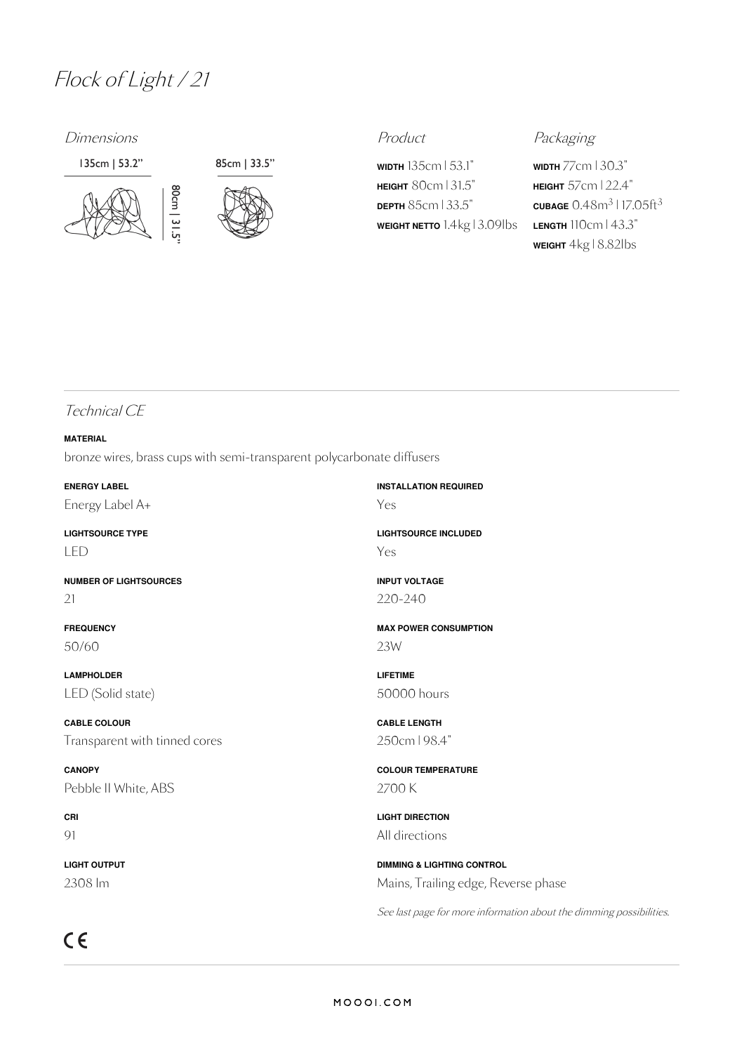# Flock of Light / 21

## Dimensions

135cm | 53.2”

85cm | 33.5”

80cm | 31.5”

## Product

**WIDTH** 135cm | 53.1"
**HEIGHT** 80cm | 31.5"
**DEPTH** 85cm | 33.5"
**WEIGHT NETTO** 1.4kg | 3.09lbs

## Packaging

**WIDTH** 77cm | 30.3"
**HEIGHT** 57cm | 22.4"
**CUBAGE** $0.48m^3$ | $17.05ft^3$
**LENGTH** 110cm | 43.3"
**WEIGHT** 4kg | 8.82lbs

## Technical CE

**MATERIAL**
bronze wires, brass cups with semi-transparent polycarbonate diffusers

**ENERGY LABEL**
Energy Label A+

**INSTALLATION REQUIRED**
Yes

**LIGHTSOURCE TYPE**
LED

**LIGHTSOURCE INCLUDED**
Yes

**NUMBER OF LIGHTSOURCES**
21

**INPUT VOLTAGE**
220-240

**FREQUENCY**
50/60

**MAX POWER CONSUMPTION**
23W

**LAMPHOLDER**
LED (Solid state)

**LIFETIME**
50000 hours

**CABLE COLOUR**
Transparent with tinned cores

**CABLE LENGTH**
250cm | 98.4"

**CANOPY**
Pebble II White, ABS

**COLOUR TEMPERATURE**
2700 K

**CRI**
91

**LIGHT DIRECTION**
All directions

**LIGHT OUTPUT**
2308 lm

**DIMMING & LIGHTING CONTROL**
Mains, Trailing edge, Reverse phase

*See last page for more information about the dimming possibilities.*

CE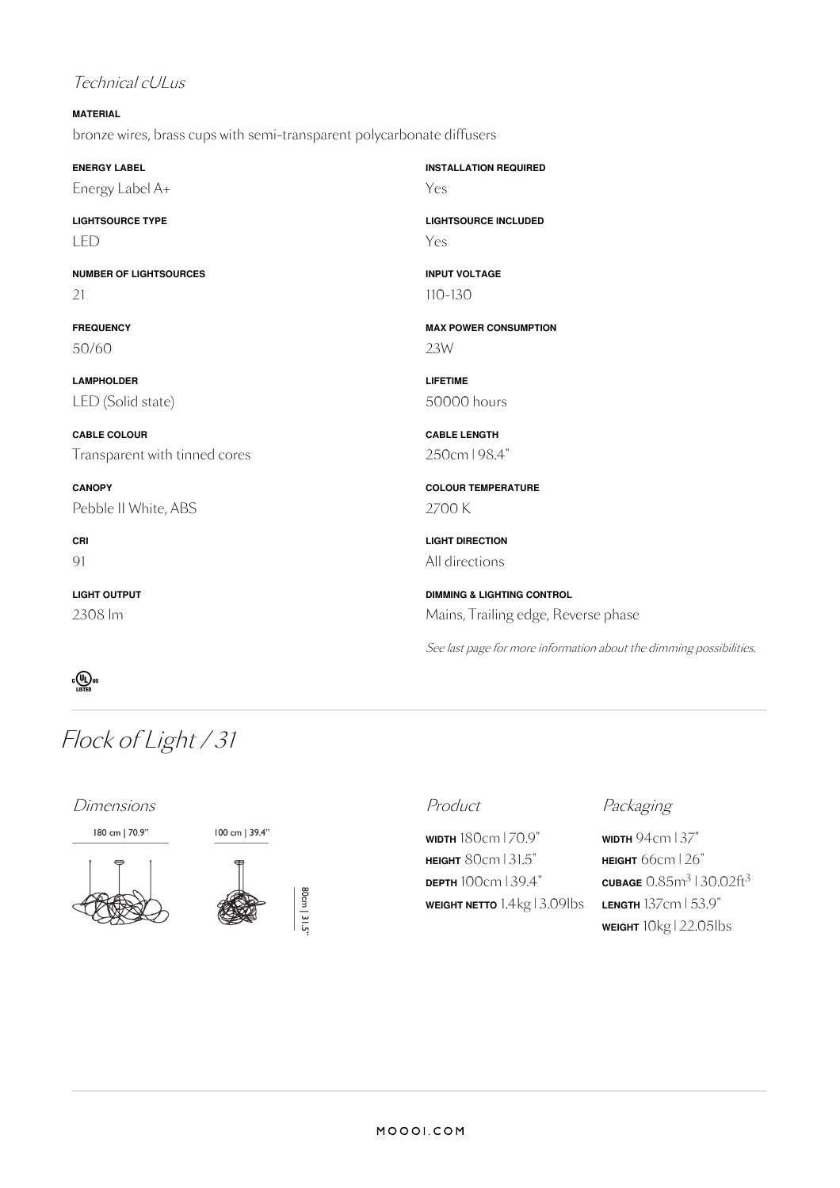*Technical cULus*

**MATERIAL**
bronze wires, brass cups with semi-transparent polycarbonate diffusers

**ENERGY LABEL**
Energy Label A+

**LIGHTSOURCE TYPE**
LED

**NUMBER OF LIGHTSOURCES**
21

**FREQUENCY**
50/60

**LAMPHOLDER**
LED (Solid state)

**CABLE COLOUR**
Transparent with tinned cores

**CANOPY**
Pebble II White, ABS

**CRI**
91

**LIGHT OUTPUT**
2308 lm

**INSTALLATION REQUIRED**
Yes

**LIGHTSOURCE INCLUDED**
Yes

**INPUT VOLTAGE**
110-130

**MAX POWER CONSUMPTION**
23W

**LIFETIME**
50000 hours

**CABLE LENGTH**
250cm | 98.4"

**COLOUR TEMPERATURE**
2700 K

**LIGHT DIRECTION**
All directions

**DIMMING & LIGHTING CONTROL**
Mains, Trailing edge, Reverse phase

*See last page for more information about the dimming possibilities.*

c UL us LISTED

# *Flock of Light / 31*

*Dimensions*

180 cm | 70.9"

100 cm | 39.4"

80cm | 31.5"

*Product*

**WIDTH** 180cm | 70.9"
**HEIGHT** 80cm | 31.5"
**DEPTH** 100cm | 39.4"
**WEIGHT NETTO** 1.4kg | 3.09lbs

*Packaging*

**WIDTH** 94cm | 37"
**HEIGHT** 66cm | 26"
**CUBAGE** 0.85m$^3$ | 30.02ft$^3$
**LENGTH** 137cm | 53.9"
**WEIGHT** 10kg | 22.05lbs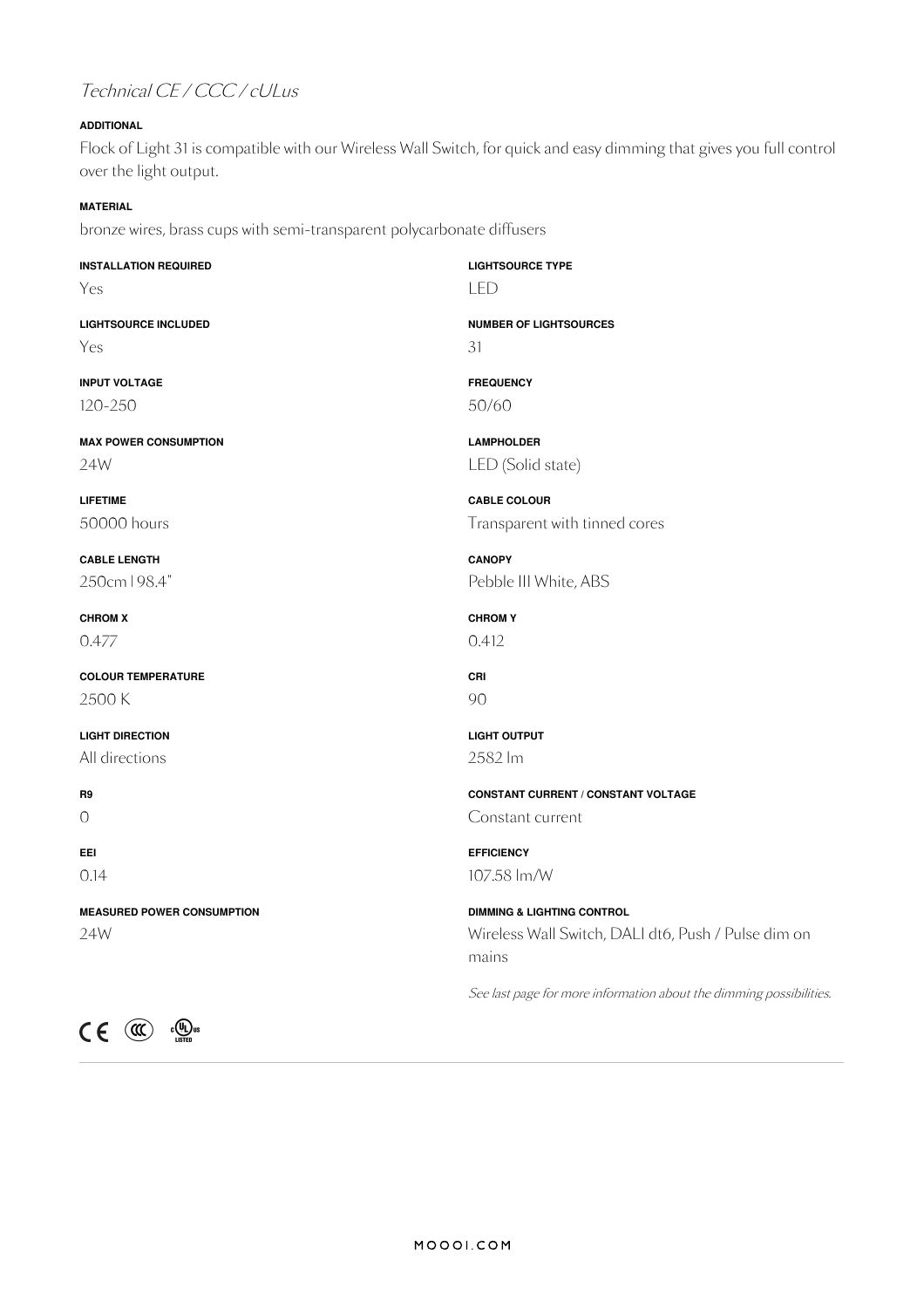*Technical CE / CCC / cULus*

**ADDITIONAL**

Flock of Light 31 is compatible with our Wireless Wall Switch, for quick and easy dimming that gives you full control over the light output.

**MATERIAL**

bronze wires, brass cups with semi-transparent polycarbonate diffusers

**INSTALLATION REQUIRED**
Yes

**LIGHTSOURCE INCLUDED**
Yes

**INPUT VOLTAGE**
120-250

**MAX POWER CONSUMPTION**
24W

**LIFETIME**
50000 hours

**CABLE LENGTH**
250cm | 98.4"

**CHROM X**
0.477

**COLOUR TEMPERATURE**
2500 K

**LIGHT DIRECTION**
All directions

**R9**
0

**EEI**
0.14

**MEASURED POWER CONSUMPTION**
24W

**LIGHTSOURCE TYPE**
LED

**NUMBER OF LIGHTSOURCES**
31

**FREQUENCY**
50/60

**LAMPHOLDER**
LED (Solid state)

**CABLE COLOUR**
Transparent with tinned cores

**CANOPY**
Pebble III White, ABS

**CHROM Y**
0.412

**CRI**
90

**LIGHT OUTPUT**
2582 lm

**CONSTANT CURRENT / CONSTANT VOLTAGE**
Constant current

**EFFICIENCY**
107.58 lm/W

**DIMMING & LIGHTING CONTROL**
Wireless Wall Switch, DALI dt6, Push / Pulse dim on mains

*See last page for more information about the dimming possibilities.*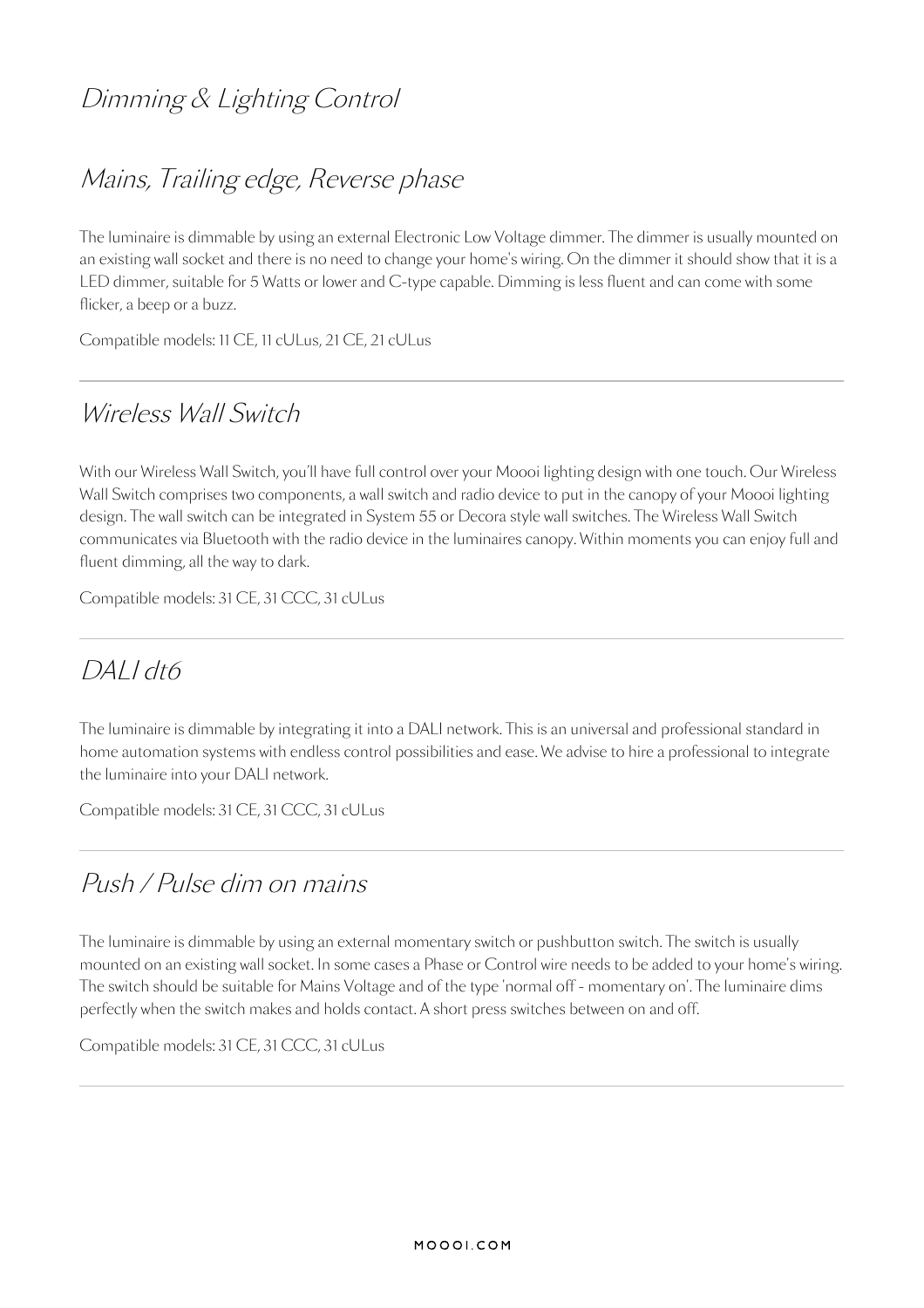# *Dimming & Lighting Control*

## *Mains, Trailing edge, Reverse phase*

The luminaire is dimmable by using an external Electronic Low Voltage dimmer. The dimmer is usually mounted on an existing wall socket and there is no need to change your home's wiring. On the dimmer it should show that it is a LED dimmer, suitable for 5 Watts or lower and C-type capable. Dimming is less fluent and can come with some flicker, a beep or a buzz.

Compatible models: 11 CE, 11 cULus, 21 CE, 21 cULus

---

## *Wireless Wall Switch*

With our Wireless Wall Switch, you'll have full control over your Moooi lighting design with one touch. Our Wireless Wall Switch comprises two components, a wall switch and radio device to put in the canopy of your Moooi lighting design. The wall switch can be integrated in System 55 or Decora style wall switches. The Wireless Wall Switch communicates via Bluetooth with the radio device in the luminaires canopy. Within moments you can enjoy full and fluent dimming, all the way to dark.

Compatible models: 31 CE, 31 CCC, 31 cULus

---

## *DALI dt6*

The luminaire is dimmable by integrating it into a DALI network. This is an universal and professional standard in home automation systems with endless control possibilities and ease. We advise to hire a professional to integrate the luminaire into your DALI network.

Compatible models: 31 CE, 31 CCC, 31 cULus

---

## *Push / Pulse dim on mains*

The luminaire is dimmable by using an external momentary switch or pushbutton switch. The switch is usually mounted on an existing wall socket. In some cases a Phase or Control wire needs to be added to your home's wiring. The switch should be suitable for Mains Voltage and of the type 'normal off - momentary on'. The luminaire dims perfectly when the switch makes and holds contact. A short press switches between on and off.

Compatible models: 31 CE, 31 CCC, 31 cULus

---